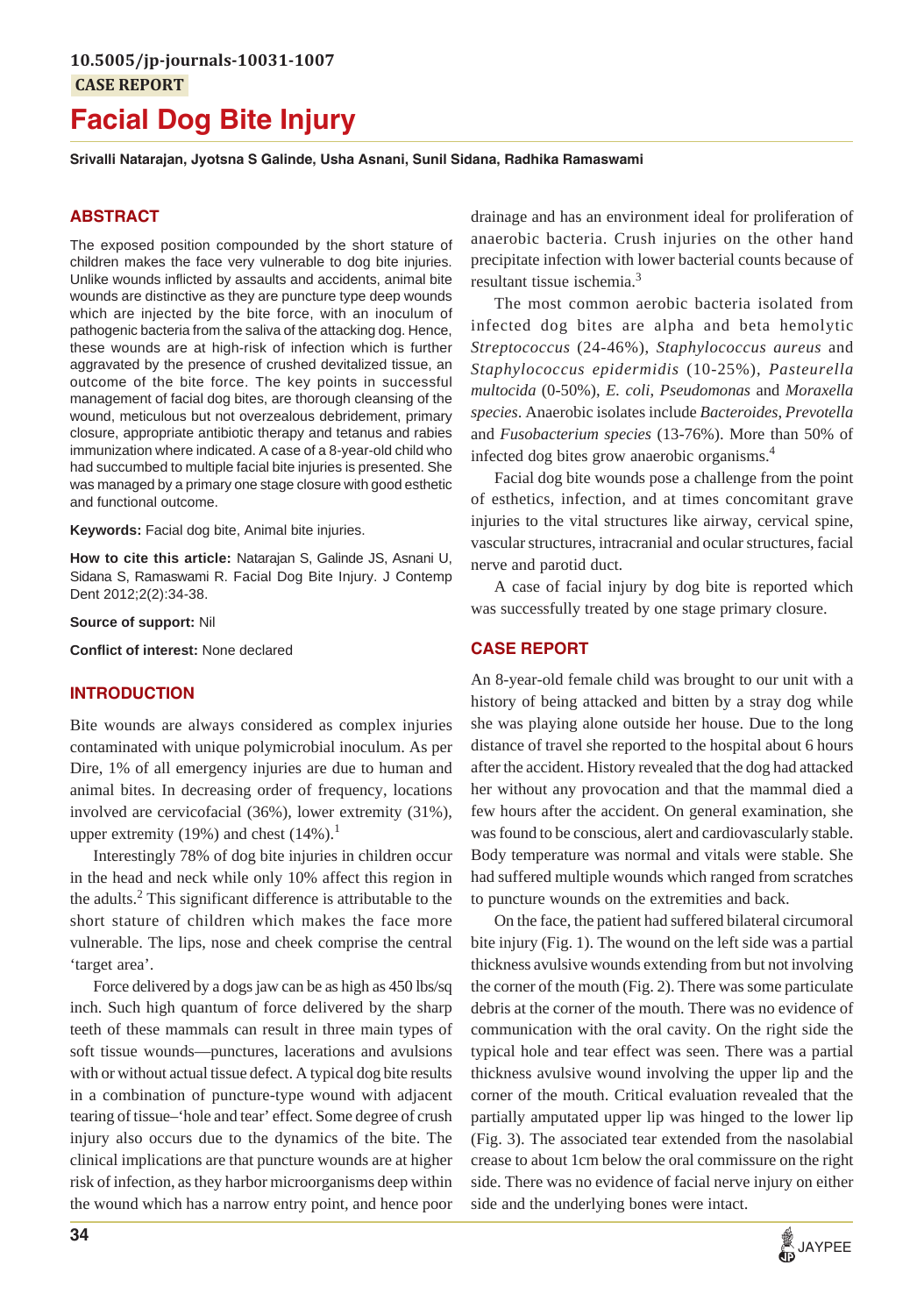10.5005/jp-journals-10031-1007

CASE REPORT

# Facial Dog Bite Injury

**Srivalli Natarajan, Jyotsna S Galinde, Usha Asnani, Sunil Sidana, Radhika Ramaswami**

## ABSTRACT

The exposed position compounded by the short stature of children makes the face very vulnerable to dog bite injuries. Unlike wounds inflicted by assaults and accidents, animal bite wounds are distinctive as they are puncture type deep wounds which are injected by the bite force, with an inoculum of pathogenic bacteria from the saliva of the attacking dog. Hence, these wounds are at high-risk of infection which is further aggravated by the presence of crushed devitalized tissue, an outcome of the bite force. The key points in successful management of facial dog bites, are thorough cleansing of the wound, meticulous but not overzealous debridement, primary closure, appropriate antibiotic therapy and tetanus and rabies immunization where indicated. A case of a 8-year-old child who had succumbed to multiple facial bite injuries is presented. She was managed by a primary one stage closure with good esthetic and functional outcome.

**Keywords:** Facial dog bite, Animal bite injuries.

**How to cite this article:** Natarajan S, Galinde JS, Asnani U, Sidana S, Ramaswami R. Facial Dog Bite Injury. J Contemp Dent 2012;2(2):34-38.

**Source of support:** Nil

**Conflict of interest:** None declared

## INTRODUCTION

Bite wounds are always considered as complex injuries contaminated with unique polymicrobial inoculum. As per Dire, 1% of all emergency injuries are due to human and animal bites. In decreasing order of frequency, locations involved are cervicofacial (36%), lower extremity (31%), upper extremity (19%) and chest (14%).[1]

Interestingly 78% of dog bite injuries in children occur in the head and neck while only 10% affect this region in the adults.[2] This significant difference is attributable to the short stature of children which makes the face more vulnerable. The lips, nose and cheek comprise the central 'target area'.

Force delivered by a dogs jaw can be as high as 450 lbs/sq inch. Such high quantum of force delivered by the sharp teeth of these mammals can result in three main types of soft tissue wounds—punctures, lacerations and avulsions with or without actual tissue defect. A typical dog bite results in a combination of puncture-type wound with adjacent tearing of tissue–'hole and tear' effect. Some degree of crush injury also occurs due to the dynamics of the bite. The clinical implications are that puncture wounds are at higher risk of infection, as they harbor microorganisms deep within the wound which has a narrow entry point, and hence poor drainage and has an environment ideal for proliferation of anaerobic bacteria. Crush injuries on the other hand precipitate infection with lower bacterial counts because of resultant tissue ischemia.[3]

The most common aerobic bacteria isolated from infected dog bites are alpha and beta hemolytic *Streptococcus* (24-46%), *Staphylococcus aureus* and *Staphylococcus epidermidis* (10-25%), *Pasteurella multocida* (0-50%), *E. coli*, *Pseudomonas* and *Moraxella species*. Anaerobic isolates include *Bacteroides*, *Prevotella* and *Fusobacterium species* (13-76%). More than 50% of infected dog bites grow anaerobic organisms.[4]

Facial dog bite wounds pose a challenge from the point of esthetics, infection, and at times concomitant grave injuries to the vital structures like airway, cervical spine, vascular structures, intracranial and ocular structures, facial nerve and parotid duct.

A case of facial injury by dog bite is reported which was successfully treated by one stage primary closure.

## CASE REPORT

An 8-year-old female child was brought to our unit with a history of being attacked and bitten by a stray dog while she was playing alone outside her house. Due to the long distance of travel she reported to the hospital about 6 hours after the accident. History revealed that the dog had attacked her without any provocation and that the mammal died a few hours after the accident. On general examination, she was found to be conscious, alert and cardiovascularly stable. Body temperature was normal and vitals were stable. She had suffered multiple wounds which ranged from scratches to puncture wounds on the extremities and back.

On the face, the patient had suffered bilateral circumoral bite injury (Fig. 1). The wound on the left side was a partial thickness avulsive wounds extending from but not involving the corner of the mouth (Fig. 2). There was some particulate debris at the corner of the mouth. There was no evidence of communication with the oral cavity. On the right side the typical hole and tear effect was seen. There was a partial thickness avulsive wound involving the upper lip and the corner of the mouth. Critical evaluation revealed that the partially amputated upper lip was hinged to the lower lip (Fig. 3). The associated tear extended from the nasolabial crease to about 1cm below the oral commissure on the right side. There was no evidence of facial nerve injury on either side and the underlying bones were intact.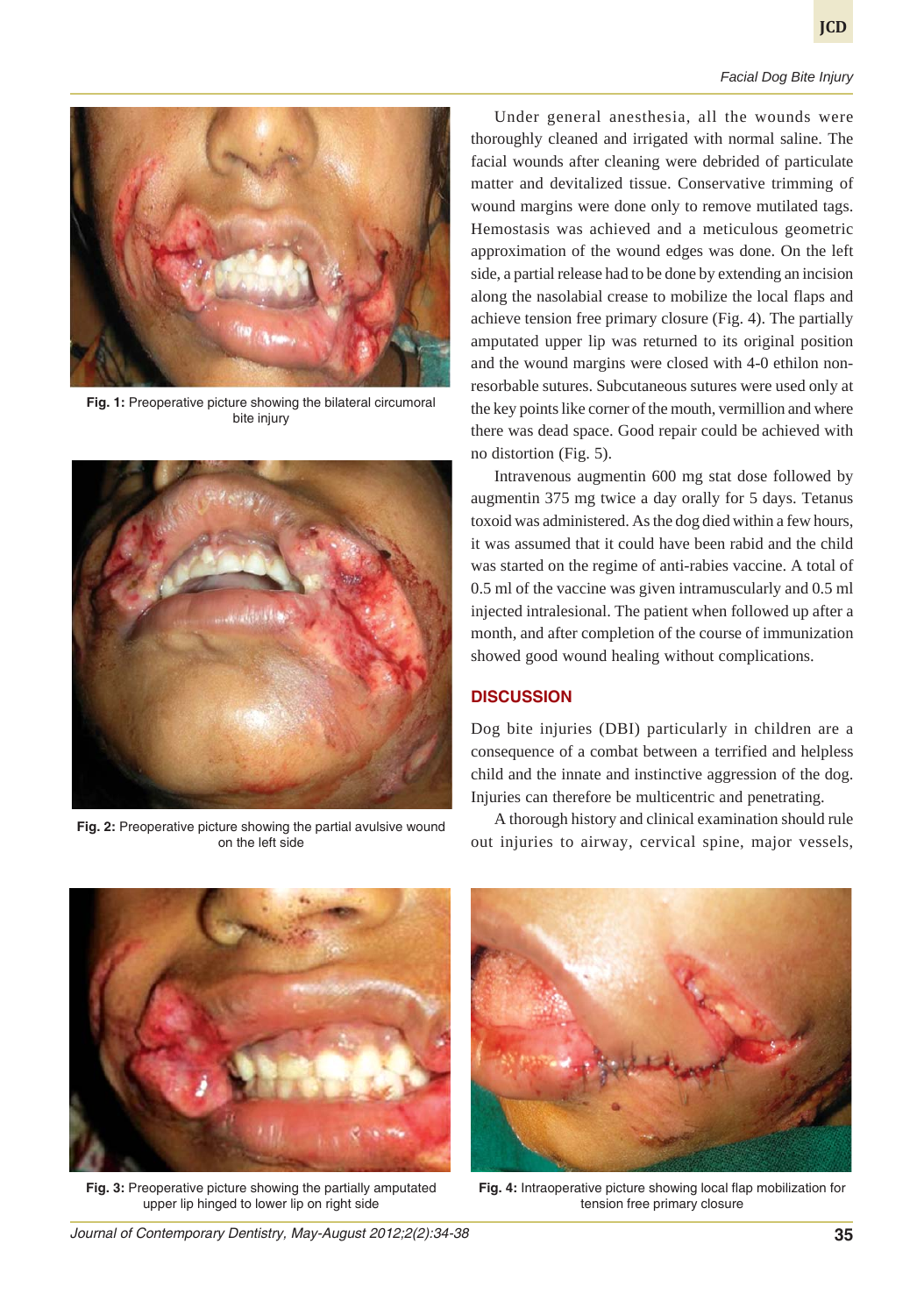Fig. 1: Preoperative picture showing the bilateral circumoral bite injury

Fig. 2: Preoperative picture showing the partial avulsive wound on the left side

Under general anesthesia, all the wounds were thoroughly cleaned and irrigated with normal saline. The facial wounds after cleaning were debrided of particulate matter and devitalized tissue. Conservative trimming of wound margins were done only to remove mutilated tags. Hemostasis was achieved and a meticulous geometric approximation of the wound edges was done. On the left side, a partial release had to be done by extending an incision along the nasolabial crease to mobilize the local flaps and achieve tension free primary closure (Fig. 4). The partially amputated upper lip was returned to its original position and the wound margins were closed with 4-0 ethilon non-resorbable sutures. Subcutaneous sutures were used only at the key points like corner of the mouth, vermillion and where there was dead space. Good repair could be achieved with no distortion (Fig. 5).

Intravenous augmentin 600 mg stat dose followed by augmentin 375 mg twice a day orally for 5 days. Tetanus toxoid was administered. As the dog died within a few hours, it was assumed that it could have been rabid and the child was started on the regime of anti-rabies vaccine. A total of 0.5 ml of the vaccine was given intramuscularly and 0.5 ml injected intralesional. The patient when followed up after a month, and after completion of the course of immunization showed good wound healing without complications.

## DISCUSSION

Dog bite injuries (DBI) particularly in children are a consequence of a combat between a terrified and helpless child and the innate and instinctive aggression of the dog. Injuries can therefore be multicentric and penetrating.

A thorough history and clinical examination should rule out injuries to airway, cervical spine, major vessels,

Fig. 3: Preoperative picture showing the partially amputated upper lip hinged to lower lip on right side

Fig. 4: Intraoperative picture showing local flap mobilization for tension free primary closure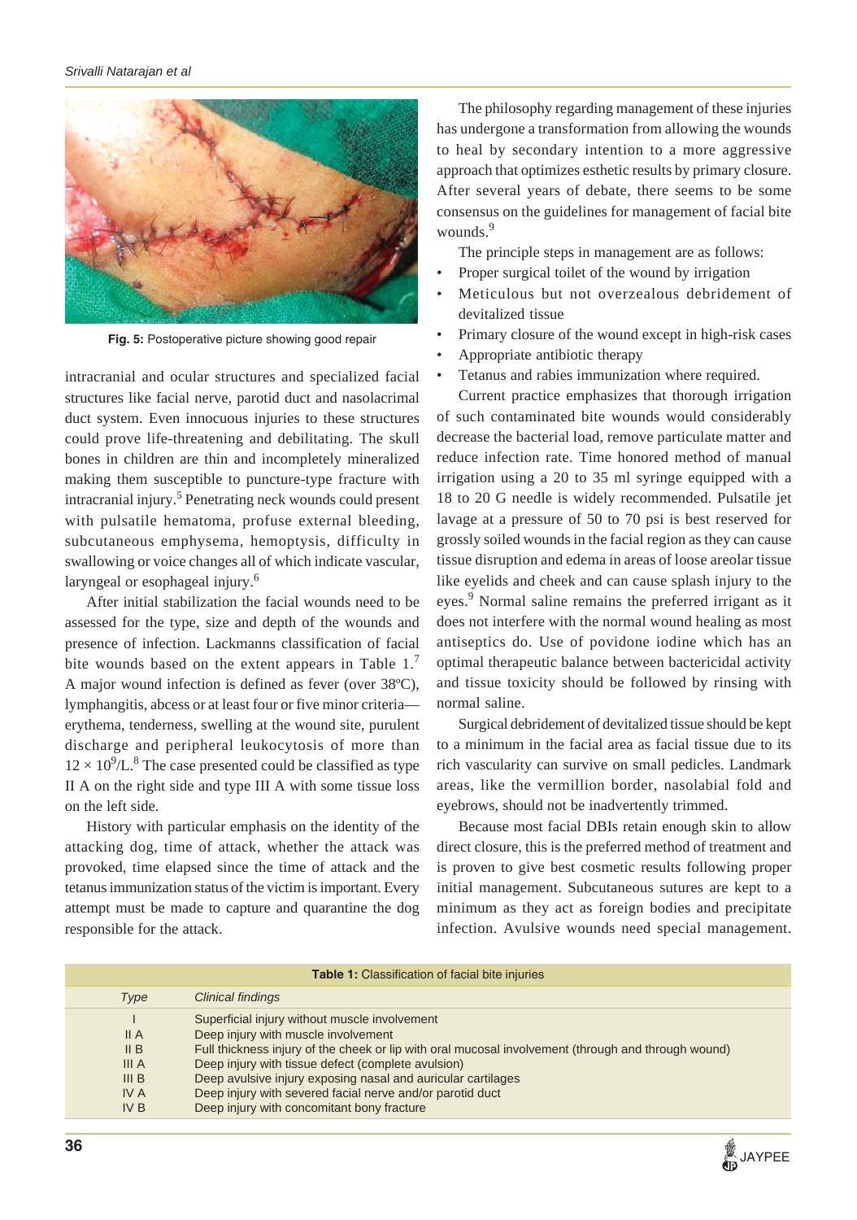Fig. 5: Postoperative picture showing good repair

intracranial and ocular structures and specialized facial structures like facial nerve, parotid duct and nasolacrimal duct system. Even innocuous injuries to these structures could prove life-threatening and debilitating. The skull bones in children are thin and incompletely mineralized making them susceptible to puncture-type fracture with intracranial injury.[5] Penetrating neck wounds could present with pulsatile hematoma, profuse external bleeding, subcutaneous emphysema, hemoptysis, difficulty in swallowing or voice changes all of which indicate vascular, laryngeal or esophageal injury.[6]

After initial stabilization the facial wounds need to be assessed for the type, size and depth of the wounds and presence of infection. Lackmanns classification of facial bite wounds based on the extent appears in Table 1.[7] A major wound infection is defined as fever (over 38ºC), lymphangitis, abcess or at least four or five minor criteria—erythema, tenderness, swelling at the wound site, purulent discharge and peripheral leukocytosis of more than $12 \times 10^9$/L.[8] The case presented could be classified as type II A on the right side and type III A with some tissue loss on the left side.

History with particular emphasis on the identity of the attacking dog, time of attack, whether the attack was provoked, time elapsed since the time of attack and the tetanus immunization status of the victim is important. Every attempt must be made to capture and quarantine the dog responsible for the attack.

The philosophy regarding management of these injuries has undergone a transformation from allowing the wounds to heal by secondary intention to a more aggressive approach that optimizes esthetic results by primary closure. After several years of debate, there seems to be some consensus on the guidelines for management of facial bite wounds.[9]

The principle steps in management are as follows:

- Proper surgical toilet of the wound by irrigation
- Meticulous but not overzealous debridement of devitalized tissue
- Primary closure of the wound except in high-risk cases
- Appropriate antibiotic therapy
- Tetanus and rabies immunization where required.

Current practice emphasizes that thorough irrigation of such contaminated bite wounds would considerably decrease the bacterial load, remove particulate matter and reduce infection rate. Time honored method of manual irrigation using a 20 to 35 ml syringe equipped with a 18 to 20 G needle is widely recommended. Pulsatile jet lavage at a pressure of 50 to 70 psi is best reserved for grossly soiled wounds in the facial region as they can cause tissue disruption and edema in areas of loose areolar tissue like eyelids and cheek and can cause splash injury to the eyes.[9] Normal saline remains the preferred irrigant as it does not interfere with the normal wound healing as most antiseptics do. Use of povidone iodine which has an optimal therapeutic balance between bactericidal activity and tissue toxicity should be followed by rinsing with normal saline.

Surgical debridement of devitalized tissue should be kept to a minimum in the facial area as facial tissue due to its rich vascularity can survive on small pedicles. Landmark areas, like the vermillion border, nasolabial fold and eyebrows, should not be inadvertently trimmed.

Because most facial DBIs retain enough skin to allow direct closure, this is the preferred method of treatment and is proven to give best cosmetic results following proper initial management. Subcutaneous sutures are kept to a minimum as they act as foreign bodies and precipitate infection. Avulsive wounds need special management.

**Table 1:** Classification of facial bite injuries

| *Type* | *Clinical findings* |
|---|---|
| I | Superficial injury without muscle involvement |
| II A | Deep injury with muscle involvement |
| II B | Full thickness injury of the cheek or lip with oral mucosal involvement (through and through wound) |
| III A | Deep injury with tissue defect (complete avulsion) |
| III B | Deep avulsive injury exposing nasal and auricular cartilages |
| IV A | Deep injury with severed facial nerve and/or parotid duct |
| IV B | Deep injury with concomitant bony fracture |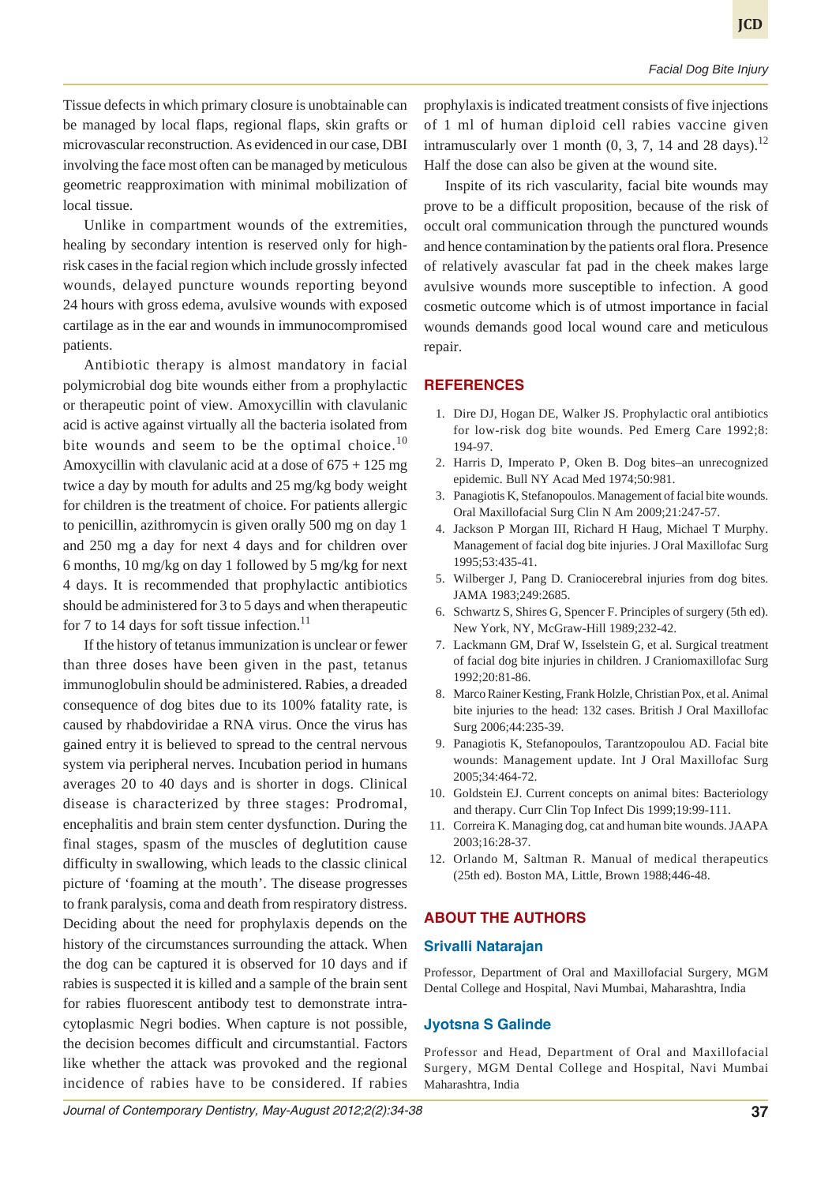Tissue defects in which primary closure is unobtainable can be managed by local flaps, regional flaps, skin grafts or microvascular reconstruction. As evidenced in our case, DBI involving the face most often can be managed by meticulous geometric reapproximation with minimal mobilization of local tissue.

Unlike in compartment wounds of the extremities, healing by secondary intention is reserved only for high-risk cases in the facial region which include grossly infected wounds, delayed puncture wounds reporting beyond 24 hours with gross edema, avulsive wounds with exposed cartilage as in the ear and wounds in immunocompromised patients.

Antibiotic therapy is almost mandatory in facial polymicrobial dog bite wounds either from a prophylactic or therapeutic point of view. Amoxycillin with clavulanic acid is active against virtually all the bacteria isolated from bite wounds and seem to be the optimal choice.[10] Amoxycillin with clavulanic acid at a dose of 675 + 125 mg twice a day by mouth for adults and 25 mg/kg body weight for children is the treatment of choice. For patients allergic to penicillin, azithromycin is given orally 500 mg on day 1 and 250 mg a day for next 4 days and for children over 6 months, 10 mg/kg on day 1 followed by 5 mg/kg for next 4 days. It is recommended that prophylactic antibiotics should be administered for 3 to 5 days and when therapeutic for 7 to 14 days for soft tissue infection.[11]

If the history of tetanus immunization is unclear or fewer than three doses have been given in the past, tetanus immunoglobulin should be administered. Rabies, a dreaded consequence of dog bites due to its 100% fatality rate, is caused by rhabdoviridae a RNA virus. Once the virus has gained entry it is believed to spread to the central nervous system via peripheral nerves. Incubation period in humans averages 20 to 40 days and is shorter in dogs. Clinical disease is characterized by three stages: Prodromal, encephalitis and brain stem center dysfunction. During the final stages, spasm of the muscles of deglutition cause difficulty in swallowing, which leads to the classic clinical picture of 'foaming at the mouth'. The disease progresses to frank paralysis, coma and death from respiratory distress. Deciding about the need for prophylaxis depends on the history of the circumstances surrounding the attack. When the dog can be captured it is observed for 10 days and if rabies is suspected it is killed and a sample of the brain sent for rabies fluorescent antibody test to demonstrate intra-cytoplasmic Negri bodies. When capture is not possible, the decision becomes difficult and circumstantial. Factors like whether the attack was provoked and the regional incidence of rabies have to be considered. If rabies prophylaxis is indicated treatment consists of five injections of 1 ml of human diploid cell rabies vaccine given intramuscularly over 1 month (0, 3, 7, 14 and 28 days).[12] Half the dose can also be given at the wound site.

Inspite of its rich vascularity, facial bite wounds may prove to be a difficult proposition, because of the risk of occult oral communication through the punctured wounds and hence contamination by the patients oral flora. Presence of relatively avascular fat pad in the cheek makes large avulsive wounds more susceptible to infection. A good cosmetic outcome which is of utmost importance in facial wounds demands good local wound care and meticulous repair.

## REFERENCES

1. Dire DJ, Hogan DE, Walker JS. Prophylactic oral antibiotics for low-risk dog bite wounds. Ped Emerg Care 1992;8: 194-97.
2. Harris D, Imperato P, Oken B. Dog bites–an unrecognized epidemic. Bull NY Acad Med 1974;50:981.
3. Panagiotis K, Stefanopoulos. Management of facial bite wounds. Oral Maxillofacial Surg Clin N Am 2009;21:247-57.
4. Jackson P Morgan III, Richard H Haug, Michael T Murphy. Management of facial dog bite injuries. J Oral Maxillofac Surg 1995;53:435-41.
5. Wilberger J, Pang D. Craniocerebral injuries from dog bites. JAMA 1983;249:2685.
6. Schwartz S, Shires G, Spencer F. Principles of surgery (5th ed). New York, NY, McGraw-Hill 1989;232-42.
7. Lackmann GM, Draf W, Isselstein G, et al. Surgical treatment of facial dog bite injuries in children. J Craniomaxillofac Surg 1992;20:81-86.
8. Marco Rainer Kesting, Frank Holzle, Christian Pox, et al. Animal bite injuries to the head: 132 cases. British J Oral Maxillofac Surg 2006;44:235-39.
9. Panagiotis K, Stefanopoulos, Tarantzopoulou AD. Facial bite wounds: Management update. Int J Oral Maxillofac Surg 2005;34:464-72.
10. Goldstein EJ. Current concepts on animal bites: Bacteriology and therapy. Curr Clin Top Infect Dis 1999;19:99-111.
11. Correira K. Managing dog, cat and human bite wounds. JAAPA 2003;16:28-37.
12. Orlando M, Saltman R. Manual of medical therapeutics (25th ed). Boston MA, Little, Brown 1988;446-48.

## ABOUT THE AUTHORS

### Srivalli Natarajan

Professor, Department of Oral and Maxillofacial Surgery, MGM Dental College and Hospital, Navi Mumbai, Maharashtra, India

### Jyotsna S Galinde

Professor and Head, Department of Oral and Maxillofacial Surgery, MGM Dental College and Hospital, Navi Mumbai Maharashtra, India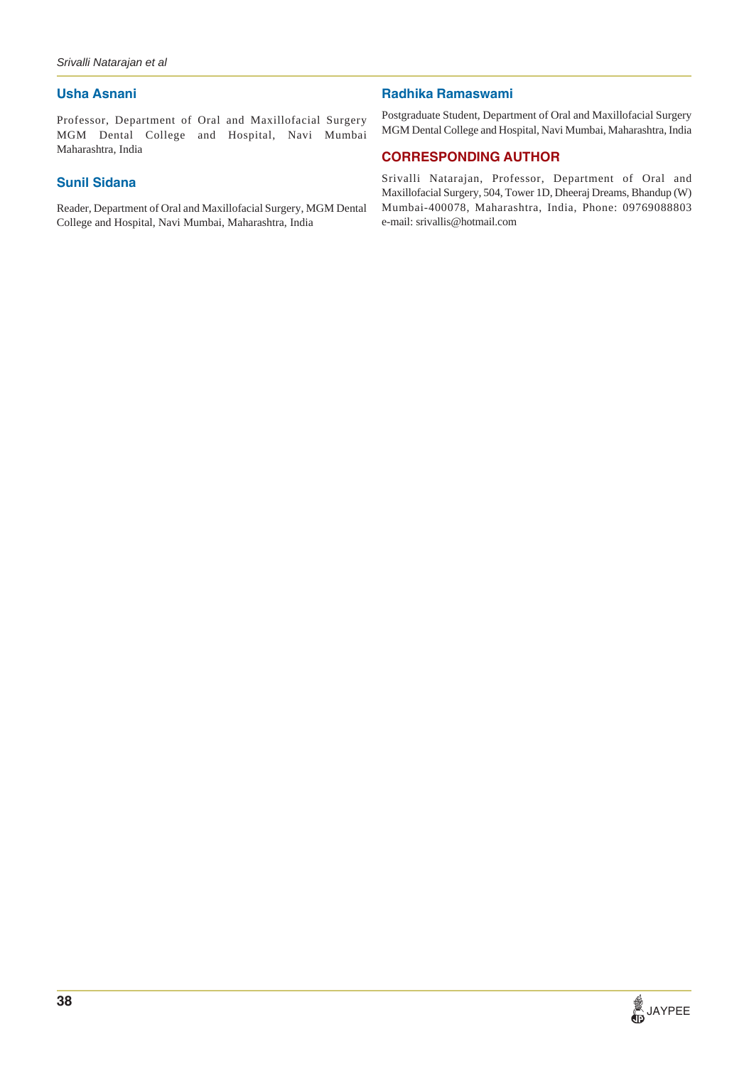## Usha Asnani

Professor, Department of Oral and Maxillofacial Surgery MGM Dental College and Hospital, Navi Mumbai Maharashtra, India

## Sunil Sidana

Reader, Department of Oral and Maxillofacial Surgery, MGM Dental College and Hospital, Navi Mumbai, Maharashtra, India

## Radhika Ramaswami

Postgraduate Student, Department of Oral and Maxillofacial Surgery MGM Dental College and Hospital, Navi Mumbai, Maharashtra, India

## CORRESPONDING AUTHOR

Srivalli Natarajan, Professor, Department of Oral and Maxillofacial Surgery, 504, Tower 1D, Dheeraj Dreams, Bhandup (W) Mumbai-400078, Maharashtra, India, Phone: 09769088803 e-mail: srivallis@hotmail.com